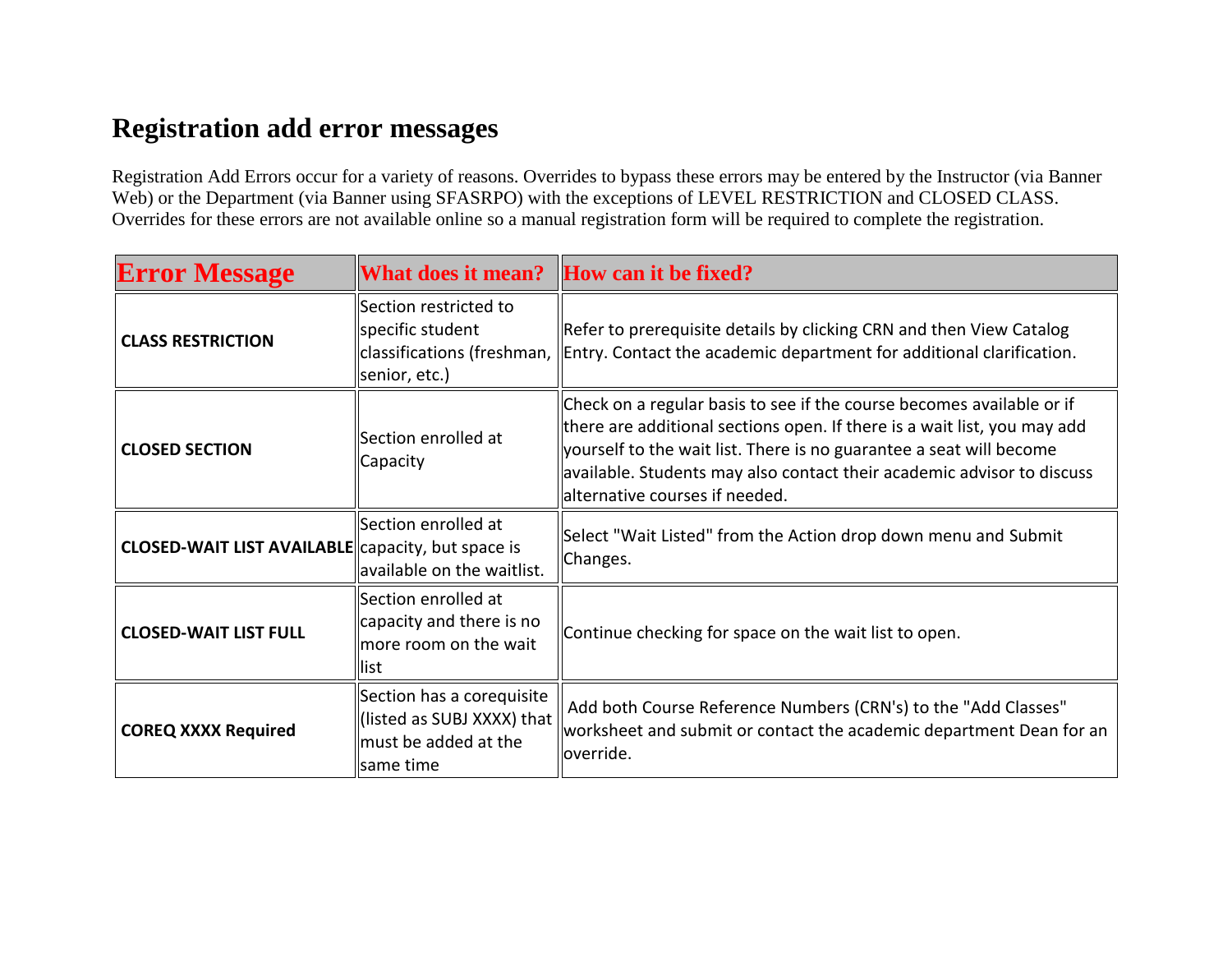# Registration add error messages

Registration Add Errors occur for a variety of reasons. Overrides to bypass these errors may be entered by the Instructor (via Banner Web) or the Department (via Banner using SFASRPO) with the exceptions of LEVEL RESTRICTION and CLOSED CLASS. Overrides for these errors are not available online so a manual registration form will be required to complete the registration.

| Error Message | What does it mean? | How can it be fixed? |
|---|---|---|
| **CLASS RESTRICTION** | Section restricted to specific student classifications (freshman, senior, etc.) | Refer to prerequisite details by clicking CRN and then View Catalog Entry. Contact the academic department for additional clarification. |
| **CLOSED SECTION** | Section enrolled at Capacity | Check on a regular basis to see if the course becomes available or if there are additional sections open. If there is a wait list, you may add yourself to the wait list. There is no guarantee a seat will become available. Students may also contact their academic advisor to discuss alternative courses if needed. |
| **CLOSED-WAIT LIST AVAILABLE** | Section enrolled at capacity, but space is available on the waitlist. | Select "Wait Listed" from the Action drop down menu and Submit Changes. |
| **CLOSED-WAIT LIST FULL** | Section enrolled at capacity and there is no more room on the wait list | Continue checking for space on the wait list to open. |
| **COREQ XXXX Required** | Section has a corequisite (listed as SUBJ XXXX) that must be added at the same time | Add both Course Reference Numbers (CRN's) to the "Add Classes" worksheet and submit or contact the academic department Dean for an override. |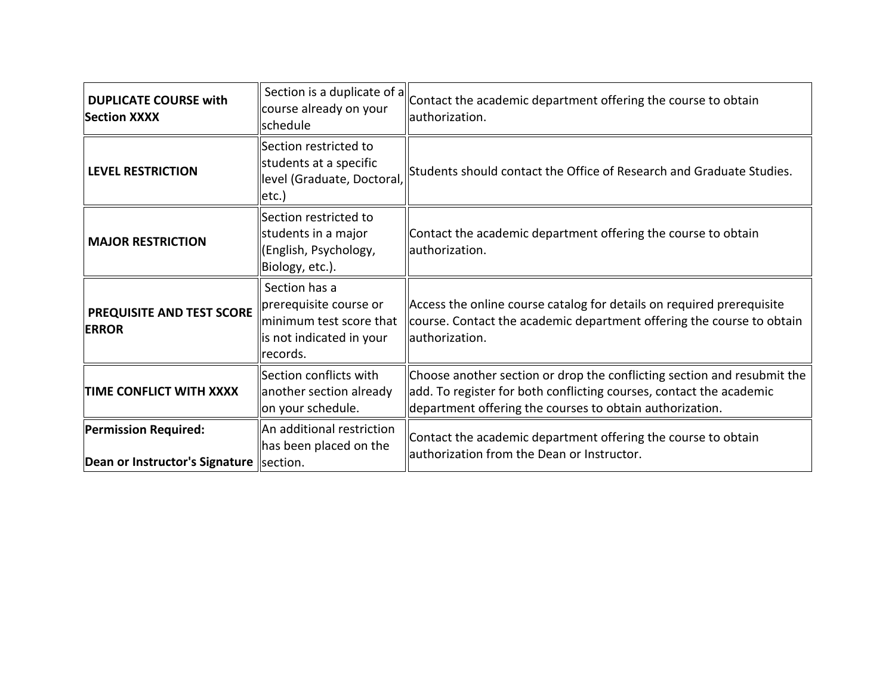| | | |
|---|---|---|
| **DUPLICATE COURSE with Section XXXX** | Section is a duplicate of a course already on your schedule | Contact the academic department offering the course to obtain authorization. |
| **LEVEL RESTRICTION** | Section restricted to students at a specific level (Graduate, Doctoral, etc.) | Students should contact the Office of Research and Graduate Studies. |
| **MAJOR RESTRICTION** | Section restricted to students in a major (English, Psychology, Biology, etc.). | Contact the academic department offering the course to obtain authorization. |
| **PREQUISITE AND TEST SCORE ERROR** | Section has a prerequisite course or minimum test score that is not indicated in your records. | Access the online course catalog for details on required prerequisite course. Contact the academic department offering the course to obtain authorization. |
| **TIME CONFLICT WITH XXXX** | Section conflicts with another section already on your schedule. | Choose another section or drop the conflicting section and resubmit the add. To register for both conflicting courses, contact the academic department offering the courses to obtain authorization. |
| **Permission Required:** **Dean or Instructor's Signature** | An additional restriction has been placed on the section. | Contact the academic department offering the course to obtain authorization from the Dean or Instructor. |